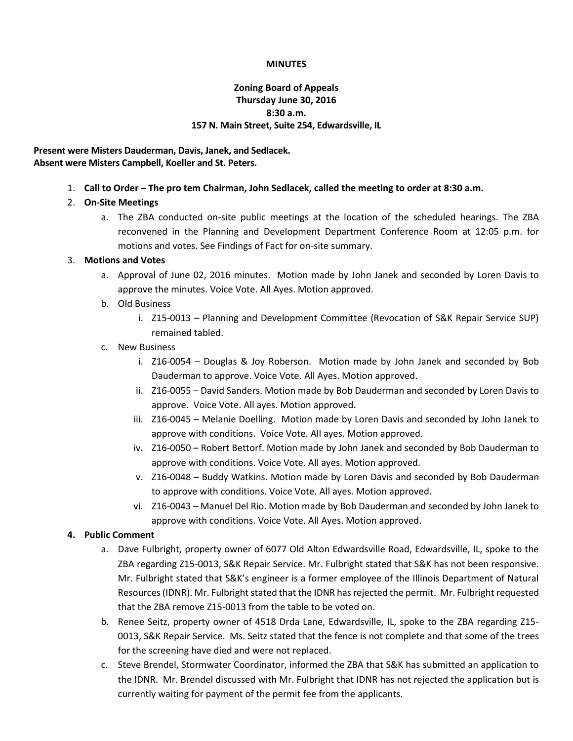**MINUTES**

**Zoning Board of Appeals**
**Thursday June 30, 2016**
**8:30 a.m.**
**157 N. Main Street, Suite 254, Edwardsville, IL**

**Present were Misters Dauderman, Davis, Janek, and Sedlacek.**
**Absent were Misters Campbell, Koeller and St. Peters.**

1. **Call to Order – The pro tem Chairman, John Sedlacek, called the meeting to order at 8:30 a.m.**
2. **On-Site Meetings**
   a. The ZBA conducted on-site public meetings at the location of the scheduled hearings. The ZBA reconvened in the Planning and Development Department Conference Room at 12:05 p.m. for motions and votes. See Findings of Fact for on-site summary.
3. **Motions and Votes**
   a. Approval of June 02, 2016 minutes. Motion made by John Janek and seconded by Loren Davis to approve the minutes. Voice Vote. All Ayes. Motion approved.
   b. Old Business
      i. Z15-0013 – Planning and Development Committee (Revocation of S&K Repair Service SUP) remained tabled.
   c. New Business
      i. Z16-0054 – Douglas & Joy Roberson. Motion made by John Janek and seconded by Bob Dauderman to approve. Voice Vote. All Ayes. Motion approved.
      ii. Z16-0055 – David Sanders. Motion made by Bob Dauderman and seconded by Loren Davis to approve. Voice Vote. All ayes. Motion approved.
      iii. Z16-0045 – Melanie Doelling. Motion made by Loren Davis and seconded by John Janek to approve with conditions. Voice Vote. All ayes. Motion approved.
      iv. Z16-0050 – Robert Bettorf. Motion made by John Janek and seconded by Bob Dauderman to approve with conditions. Voice Vote. All ayes. Motion approved.
      v. Z16-0048 – Buddy Watkins. Motion made by Loren Davis and seconded by Bob Dauderman to approve with conditions. Voice Vote. All ayes. Motion approved.
      vi. Z16-0043 – Manuel Del Rio. Motion made by Bob Dauderman and seconded by John Janek to approve with conditions. Voice Vote. All Ayes. Motion approved.
4. **Public Comment**
   a. Dave Fulbright, property owner of 6077 Old Alton Edwardsville Road, Edwardsville, IL, spoke to the ZBA regarding Z15-0013, S&K Repair Service. Mr. Fulbright stated that S&K has not been responsive. Mr. Fulbright stated that S&K's engineer is a former employee of the Illinois Department of Natural Resources (IDNR). Mr. Fulbright stated that the IDNR has rejected the permit. Mr. Fulbright requested that the ZBA remove Z15-0013 from the table to be voted on.
   b. Renee Seitz, property owner of 4518 Drda Lane, Edwardsville, IL, spoke to the ZBA regarding Z15-0013, S&K Repair Service. Ms. Seitz stated that the fence is not complete and that some of the trees for the screening have died and were not replaced.
   c. Steve Brendel, Stormwater Coordinator, informed the ZBA that S&K has submitted an application to the IDNR. Mr. Brendel discussed with Mr. Fulbright that IDNR has not rejected the application but is currently waiting for payment of the permit fee from the applicants.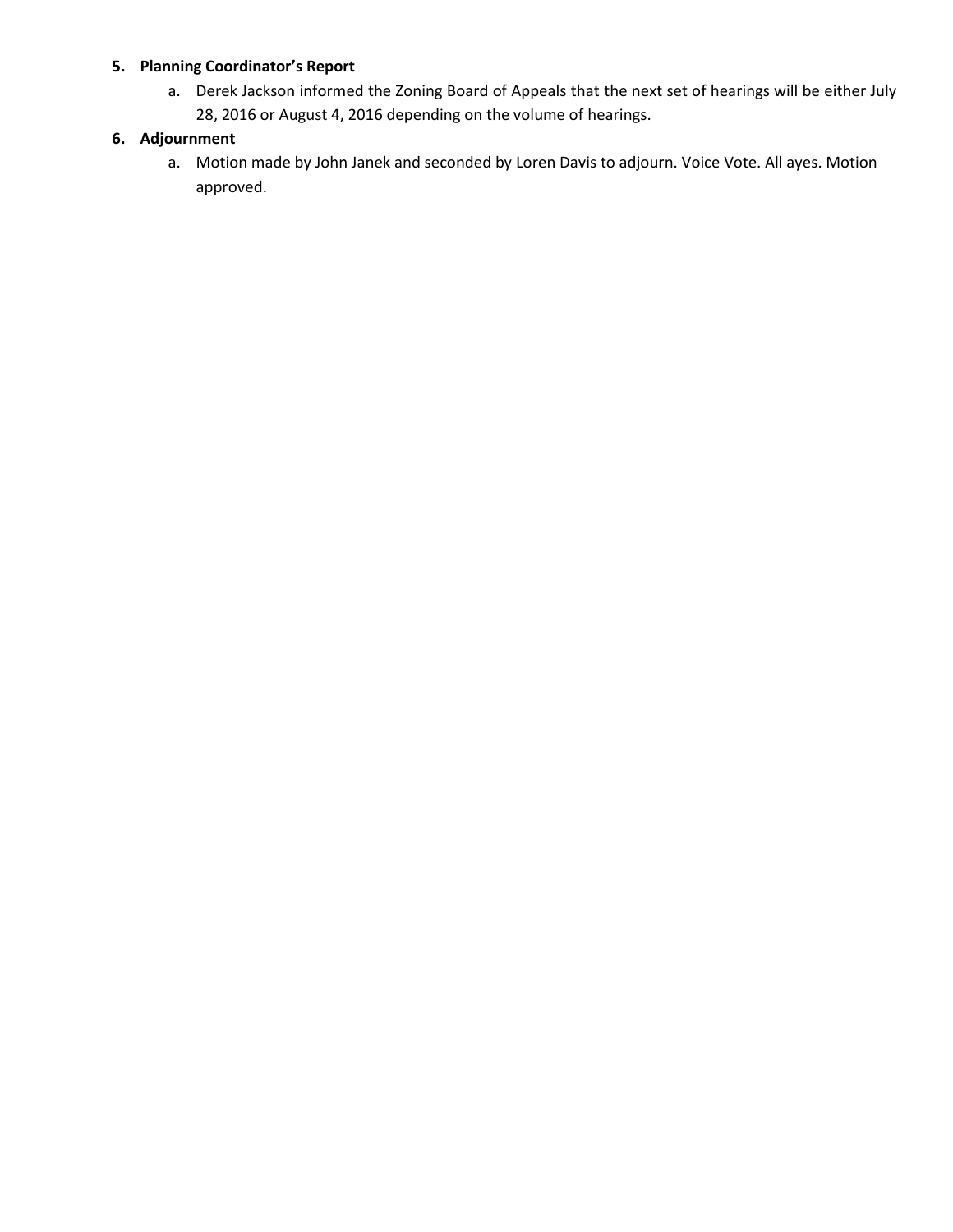5. **Planning Coordinator's Report**
    a. Derek Jackson informed the Zoning Board of Appeals that the next set of hearings will be either July 28, 2016 or August 4, 2016 depending on the volume of hearings.
6. **Adjournment**
    a. Motion made by John Janek and seconded by Loren Davis to adjourn. Voice Vote. All ayes. Motion approved.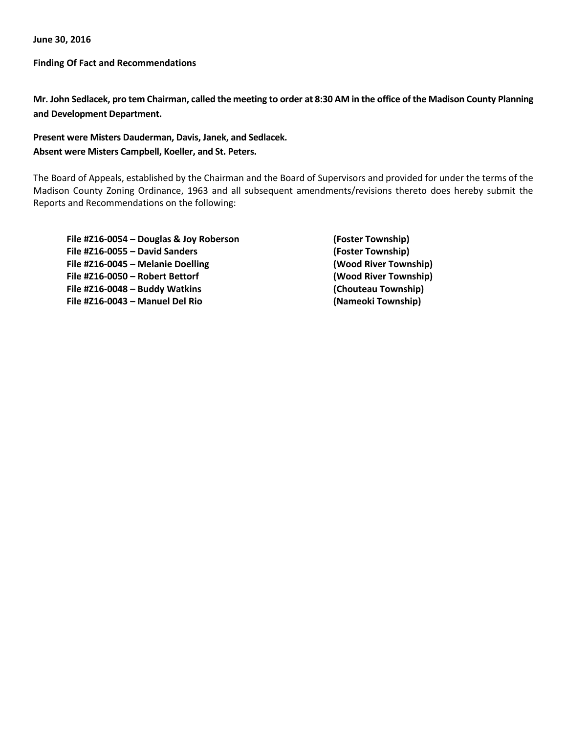**June 30, 2016**

**Finding Of Fact and Recommendations**

**Mr. John Sedlacek, pro tem Chairman, called the meeting to order at 8:30 AM in the office of the Madison County Planning and Development Department.**

**Present were Misters Dauderman, Davis, Janek, and Sedlacek.**
**Absent were Misters Campbell, Koeller, and St. Peters.**

The Board of Appeals, established by the Chairman and the Board of Supervisors and provided for under the terms of the Madison County Zoning Ordinance, 1963 and all subsequent amendments/revisions thereto does hereby submit the Reports and Recommendations on the following:

**File #Z16-0054 – Douglas & Joy Roberson (Foster Township)**
**File #Z16-0055 – David Sanders (Foster Township)**
**File #Z16-0045 – Melanie Doelling (Wood River Township)**
**File #Z16-0050 – Robert Bettorf (Wood River Township)**
**File #Z16-0048 – Buddy Watkins (Chouteau Township)**
**File #Z16-0043 – Manuel Del Rio (Nameoki Township)**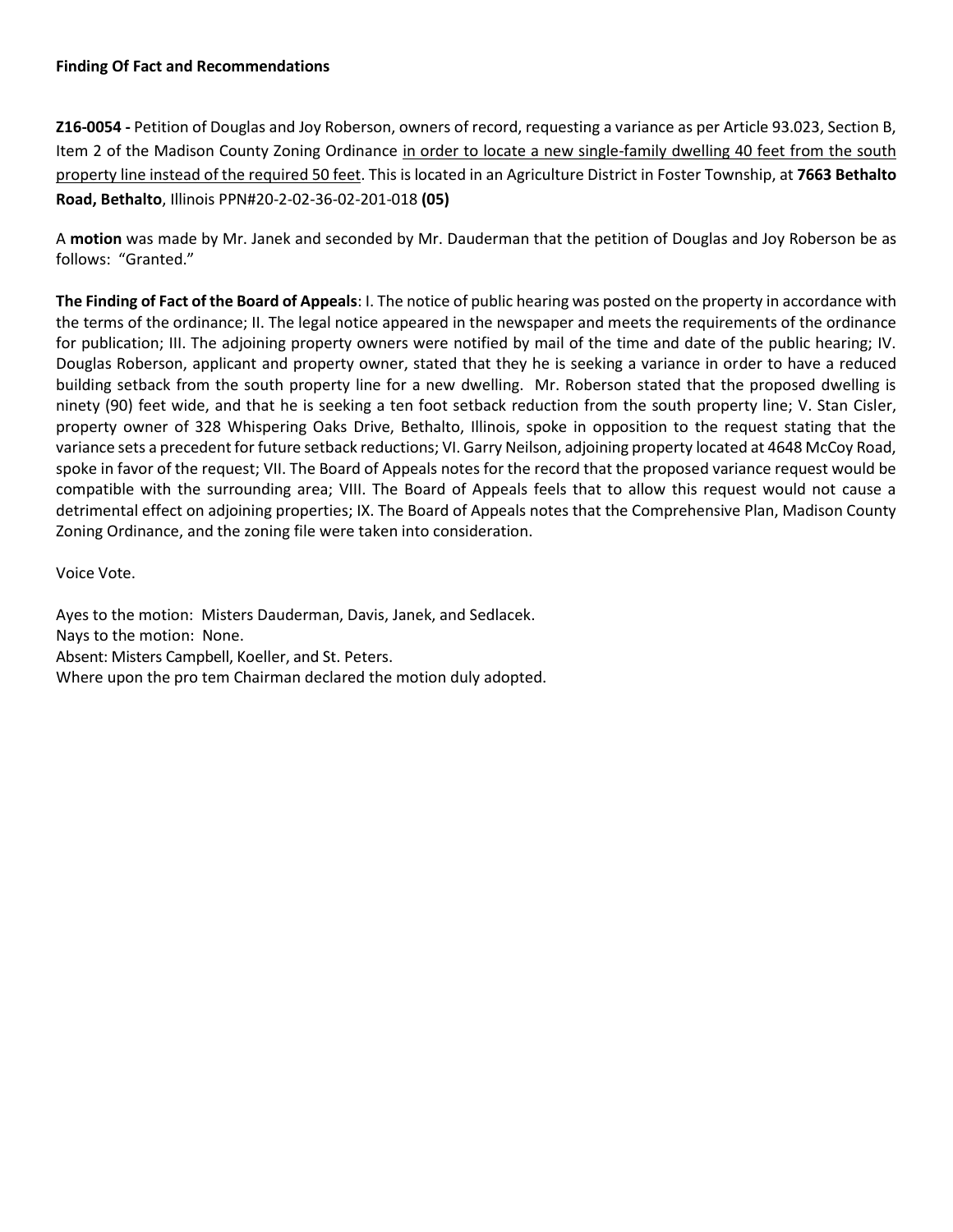**Finding Of Fact and Recommendations**

**Z16-0054 -** Petition of Douglas and Joy Roberson, owners of record, requesting a variance as per Article 93.023, Section B, Item 2 of the Madison County Zoning Ordinance <u>in order to locate a new single-family dwelling 40 feet from the south property line instead of the required 50 feet</u>. This is located in an Agriculture District in Foster Township, at **7663 Bethalto Road, Bethalto**, Illinois PPN#20-2-02-36-02-201-018 **(05)**

A **motion** was made by Mr. Janek and seconded by Mr. Dauderman that the petition of Douglas and Joy Roberson be as follows: "Granted."

**The Finding of Fact of the Board of Appeals**: I. The notice of public hearing was posted on the property in accordance with the terms of the ordinance; II. The legal notice appeared in the newspaper and meets the requirements of the ordinance for publication; III. The adjoining property owners were notified by mail of the time and date of the public hearing; IV. Douglas Roberson, applicant and property owner, stated that they he is seeking a variance in order to have a reduced building setback from the south property line for a new dwelling. Mr. Roberson stated that the proposed dwelling is ninety (90) feet wide, and that he is seeking a ten foot setback reduction from the south property line; V. Stan Cisler, property owner of 328 Whispering Oaks Drive, Bethalto, Illinois, spoke in opposition to the request stating that the variance sets a precedent for future setback reductions; VI. Garry Neilson, adjoining property located at 4648 McCoy Road, spoke in favor of the request; VII. The Board of Appeals notes for the record that the proposed variance request would be compatible with the surrounding area; VIII. The Board of Appeals feels that to allow this request would not cause a detrimental effect on adjoining properties; IX. The Board of Appeals notes that the Comprehensive Plan, Madison County Zoning Ordinance, and the zoning file were taken into consideration.

Voice Vote.

Ayes to the motion: Misters Dauderman, Davis, Janek, and Sedlacek.
Nays to the motion: None.
Absent: Misters Campbell, Koeller, and St. Peters.
Where upon the pro tem Chairman declared the motion duly adopted.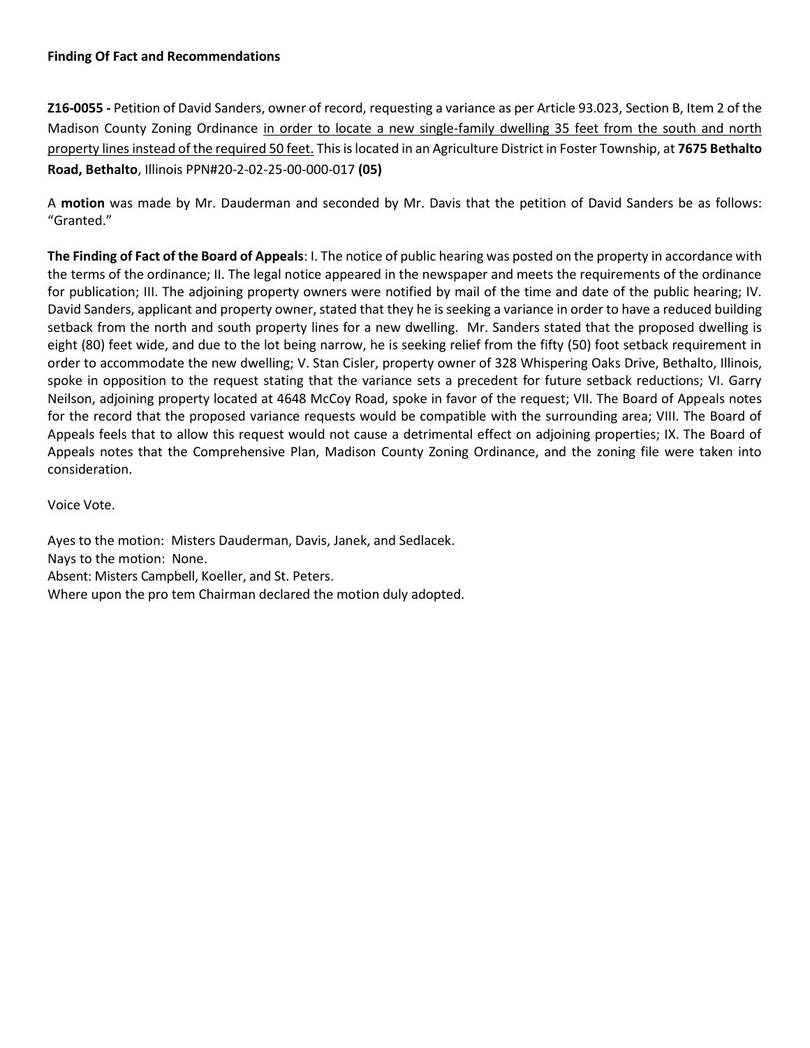**Finding Of Fact and Recommendations**

**Z16-0055 -** Petition of David Sanders, owner of record, requesting a variance as per Article 93.023, Section B, Item 2 of the Madison County Zoning Ordinance <u>in order to locate a new single-family dwelling 35 feet from the south and north property lines instead of the required 50 feet.</u> This is located in an Agriculture District in Foster Township, at **7675 Bethalto Road, Bethalto**, Illinois PPN#20-2-02-25-00-000-017 **(05)**

A **motion** was made by Mr. Dauderman and seconded by Mr. Davis that the petition of David Sanders be as follows: "Granted."

**The Finding of Fact of the Board of Appeals**: I. The notice of public hearing was posted on the property in accordance with the terms of the ordinance; II. The legal notice appeared in the newspaper and meets the requirements of the ordinance for publication; III. The adjoining property owners were notified by mail of the time and date of the public hearing; IV. David Sanders, applicant and property owner, stated that they he is seeking a variance in order to have a reduced building setback from the north and south property lines for a new dwelling. Mr. Sanders stated that the proposed dwelling is eight (80) feet wide, and due to the lot being narrow, he is seeking relief from the fifty (50) foot setback requirement in order to accommodate the new dwelling; V. Stan Cisler, property owner of 328 Whispering Oaks Drive, Bethalto, Illinois, spoke in opposition to the request stating that the variance sets a precedent for future setback reductions; VI. Garry Neilson, adjoining property located at 4648 McCoy Road, spoke in favor of the request; VII. The Board of Appeals notes for the record that the proposed variance requests would be compatible with the surrounding area; VIII. The Board of Appeals feels that to allow this request would not cause a detrimental effect on adjoining properties; IX. The Board of Appeals notes that the Comprehensive Plan, Madison County Zoning Ordinance, and the zoning file were taken into consideration.

Voice Vote.

Ayes to the motion: Misters Dauderman, Davis, Janek, and Sedlacek.
Nays to the motion: None.
Absent: Misters Campbell, Koeller, and St. Peters.
Where upon the pro tem Chairman declared the motion duly adopted.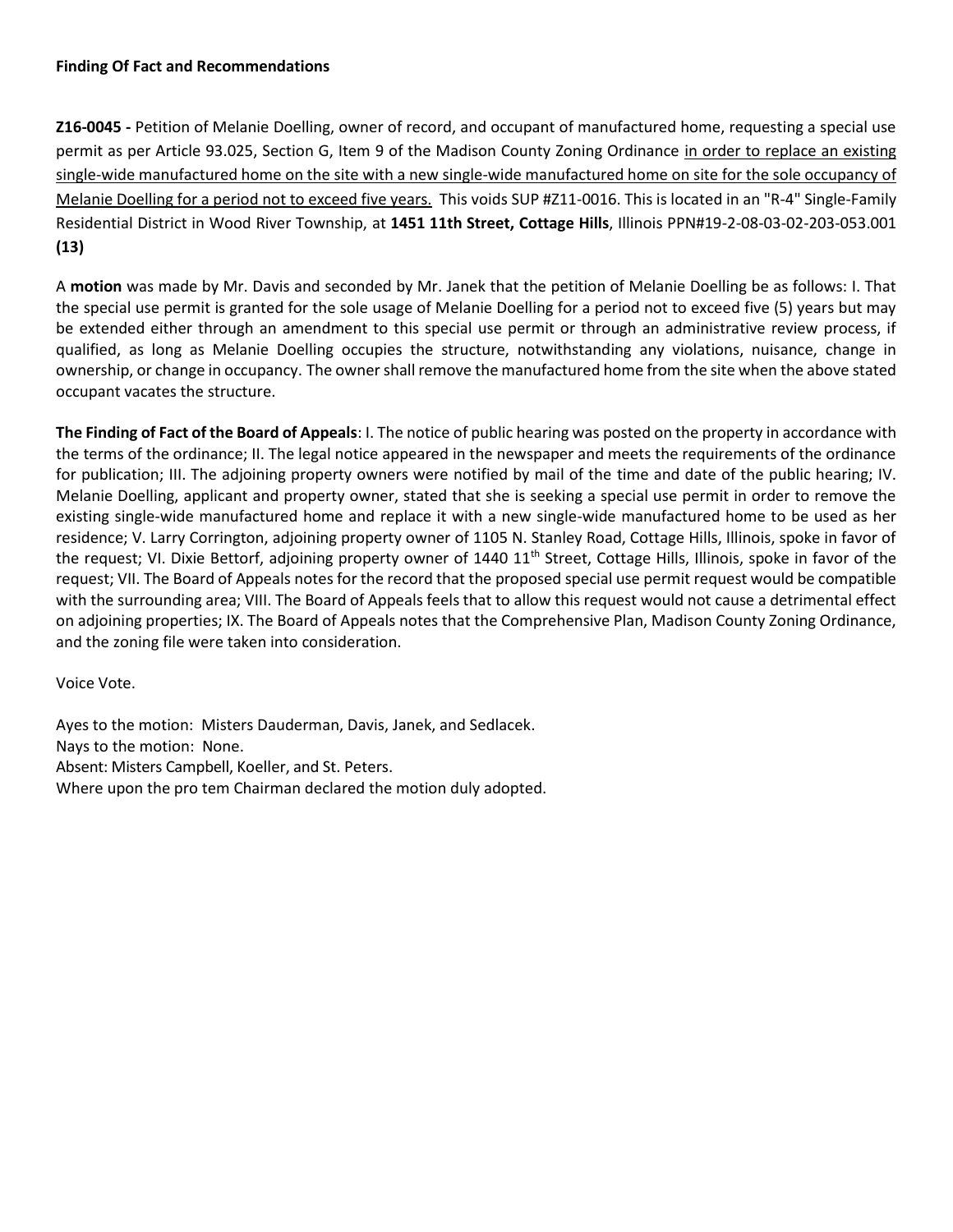**Finding Of Fact and Recommendations**

**Z16-0045 -** Petition of Melanie Doelling, owner of record, and occupant of manufactured home, requesting a special use permit as per Article 93.025, Section G, Item 9 of the Madison County Zoning Ordinance in order to replace an existing single-wide manufactured home on the site with a new single-wide manufactured home on site for the sole occupancy of Melanie Doelling for a period not to exceed five years. This voids SUP #Z11-0016. This is located in an "R-4" Single-Family Residential District in Wood River Township, at **1451 11th Street, Cottage Hills**, Illinois PPN#19-2-08-03-02-203-053.001 **(13)**

A **motion** was made by Mr. Davis and seconded by Mr. Janek that the petition of Melanie Doelling be as follows: I. That the special use permit is granted for the sole usage of Melanie Doelling for a period not to exceed five (5) years but may be extended either through an amendment to this special use permit or through an administrative review process, if qualified, as long as Melanie Doelling occupies the structure, notwithstanding any violations, nuisance, change in ownership, or change in occupancy. The owner shall remove the manufactured home from the site when the above stated occupant vacates the structure.

**The Finding of Fact of the Board of Appeals**: I. The notice of public hearing was posted on the property in accordance with the terms of the ordinance; II. The legal notice appeared in the newspaper and meets the requirements of the ordinance for publication; III. The adjoining property owners were notified by mail of the time and date of the public hearing; IV. Melanie Doelling, applicant and property owner, stated that she is seeking a special use permit in order to remove the existing single-wide manufactured home and replace it with a new single-wide manufactured home to be used as her residence; V. Larry Corrington, adjoining property owner of 1105 N. Stanley Road, Cottage Hills, Illinois, spoke in favor of the request; VI. Dixie Bettorf, adjoining property owner of 1440 11th Street, Cottage Hills, Illinois, spoke in favor of the request; VII. The Board of Appeals notes for the record that the proposed special use permit request would be compatible with the surrounding area; VIII. The Board of Appeals feels that to allow this request would not cause a detrimental effect on adjoining properties; IX. The Board of Appeals notes that the Comprehensive Plan, Madison County Zoning Ordinance, and the zoning file were taken into consideration.

Voice Vote.

Ayes to the motion: Misters Dauderman, Davis, Janek, and Sedlacek.
Nays to the motion: None.
Absent: Misters Campbell, Koeller, and St. Peters.
Where upon the pro tem Chairman declared the motion duly adopted.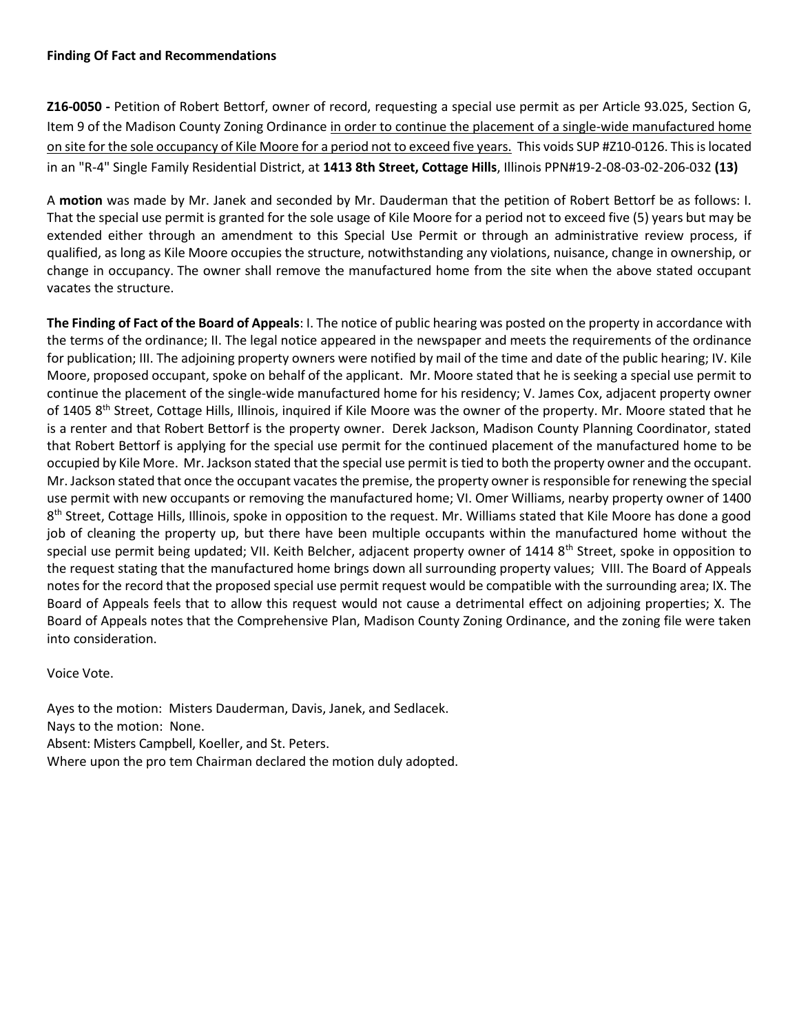**Finding Of Fact and Recommendations**

**Z16-0050 -** Petition of Robert Bettorf, owner of record, requesting a special use permit as per Article 93.025, Section G, Item 9 of the Madison County Zoning Ordinance in order to continue the placement of a single-wide manufactured home on site for the sole occupancy of Kile Moore for a period not to exceed five years. This voids SUP #Z10-0126. This is located in an "R-4" Single Family Residential District, at **1413 8th Street, Cottage Hills**, Illinois PPN#19-2-08-03-02-206-032 **(13)**

A **motion** was made by Mr. Janek and seconded by Mr. Dauderman that the petition of Robert Bettorf be as follows: I. That the special use permit is granted for the sole usage of Kile Moore for a period not to exceed five (5) years but may be extended either through an amendment to this Special Use Permit or through an administrative review process, if qualified, as long as Kile Moore occupies the structure, notwithstanding any violations, nuisance, change in ownership, or change in occupancy. The owner shall remove the manufactured home from the site when the above stated occupant vacates the structure.

**The Finding of Fact of the Board of Appeals**: I. The notice of public hearing was posted on the property in accordance with the terms of the ordinance; II. The legal notice appeared in the newspaper and meets the requirements of the ordinance for publication; III. The adjoining property owners were notified by mail of the time and date of the public hearing; IV. Kile Moore, proposed occupant, spoke on behalf of the applicant. Mr. Moore stated that he is seeking a special use permit to continue the placement of the single-wide manufactured home for his residency; V. James Cox, adjacent property owner of 1405 8th Street, Cottage Hills, Illinois, inquired if Kile Moore was the owner of the property. Mr. Moore stated that he is a renter and that Robert Bettorf is the property owner. Derek Jackson, Madison County Planning Coordinator, stated that Robert Bettorf is applying for the special use permit for the continued placement of the manufactured home to be occupied by Kile More. Mr. Jackson stated that the special use permit is tied to both the property owner and the occupant. Mr. Jackson stated that once the occupant vacates the premise, the property owner is responsible for renewing the special use permit with new occupants or removing the manufactured home; VI. Omer Williams, nearby property owner of 1400 8th Street, Cottage Hills, Illinois, spoke in opposition to the request. Mr. Williams stated that Kile Moore has done a good job of cleaning the property up, but there have been multiple occupants within the manufactured home without the special use permit being updated; VII. Keith Belcher, adjacent property owner of 1414 8th Street, spoke in opposition to the request stating that the manufactured home brings down all surrounding property values; VIII. The Board of Appeals notes for the record that the proposed special use permit request would be compatible with the surrounding area; IX. The Board of Appeals feels that to allow this request would not cause a detrimental effect on adjoining properties; X. The Board of Appeals notes that the Comprehensive Plan, Madison County Zoning Ordinance, and the zoning file were taken into consideration.

Voice Vote.

Ayes to the motion: Misters Dauderman, Davis, Janek, and Sedlacek.
Nays to the motion: None.
Absent: Misters Campbell, Koeller, and St. Peters.
Where upon the pro tem Chairman declared the motion duly adopted.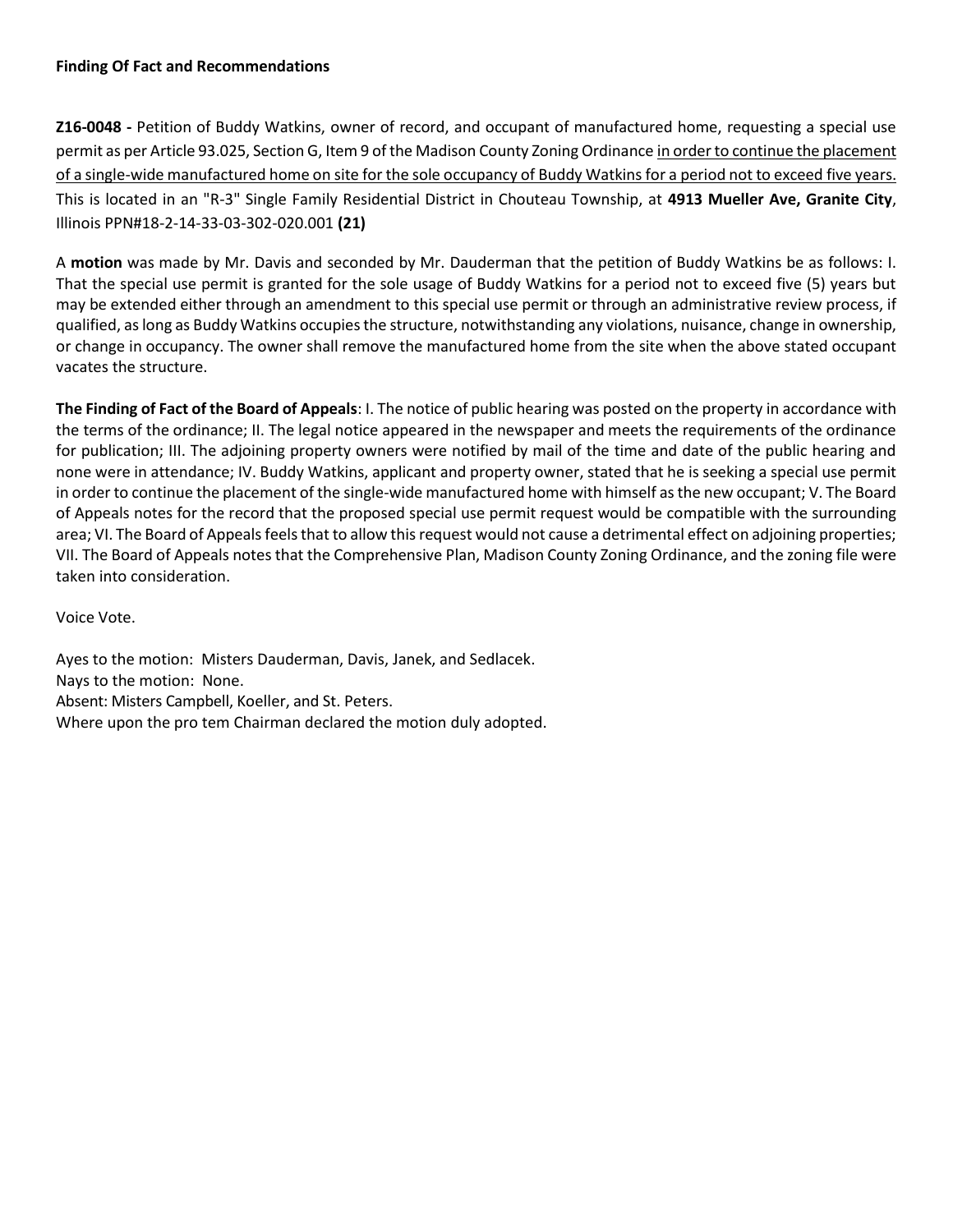**Finding Of Fact and Recommendations**

**Z16-0048 -** Petition of Buddy Watkins, owner of record, and occupant of manufactured home, requesting a special use permit as per Article 93.025, Section G, Item 9 of the Madison County Zoning Ordinance <u>in order to continue the placement of a single-wide manufactured home on site for the sole occupancy of Buddy Watkins for a period not to exceed five years.</u> This is located in an "R-3" Single Family Residential District in Chouteau Township, at **4913 Mueller Ave, Granite City**, Illinois PPN#18-2-14-33-03-302-020.001 **(21)**

A **motion** was made by Mr. Davis and seconded by Mr. Dauderman that the petition of Buddy Watkins be as follows: I. That the special use permit is granted for the sole usage of Buddy Watkins for a period not to exceed five (5) years but may be extended either through an amendment to this special use permit or through an administrative review process, if qualified, as long as Buddy Watkins occupies the structure, notwithstanding any violations, nuisance, change in ownership, or change in occupancy. The owner shall remove the manufactured home from the site when the above stated occupant vacates the structure.

**The Finding of Fact of the Board of Appeals**: I. The notice of public hearing was posted on the property in accordance with the terms of the ordinance; II. The legal notice appeared in the newspaper and meets the requirements of the ordinance for publication; III. The adjoining property owners were notified by mail of the time and date of the public hearing and none were in attendance; IV. Buddy Watkins, applicant and property owner, stated that he is seeking a special use permit in order to continue the placement of the single-wide manufactured home with himself as the new occupant; V. The Board of Appeals notes for the record that the proposed special use permit request would be compatible with the surrounding area; VI. The Board of Appeals feels that to allow this request would not cause a detrimental effect on adjoining properties; VII. The Board of Appeals notes that the Comprehensive Plan, Madison County Zoning Ordinance, and the zoning file were taken into consideration.

Voice Vote.

Ayes to the motion: Misters Dauderman, Davis, Janek, and Sedlacek.
Nays to the motion: None.
Absent: Misters Campbell, Koeller, and St. Peters.
Where upon the pro tem Chairman declared the motion duly adopted.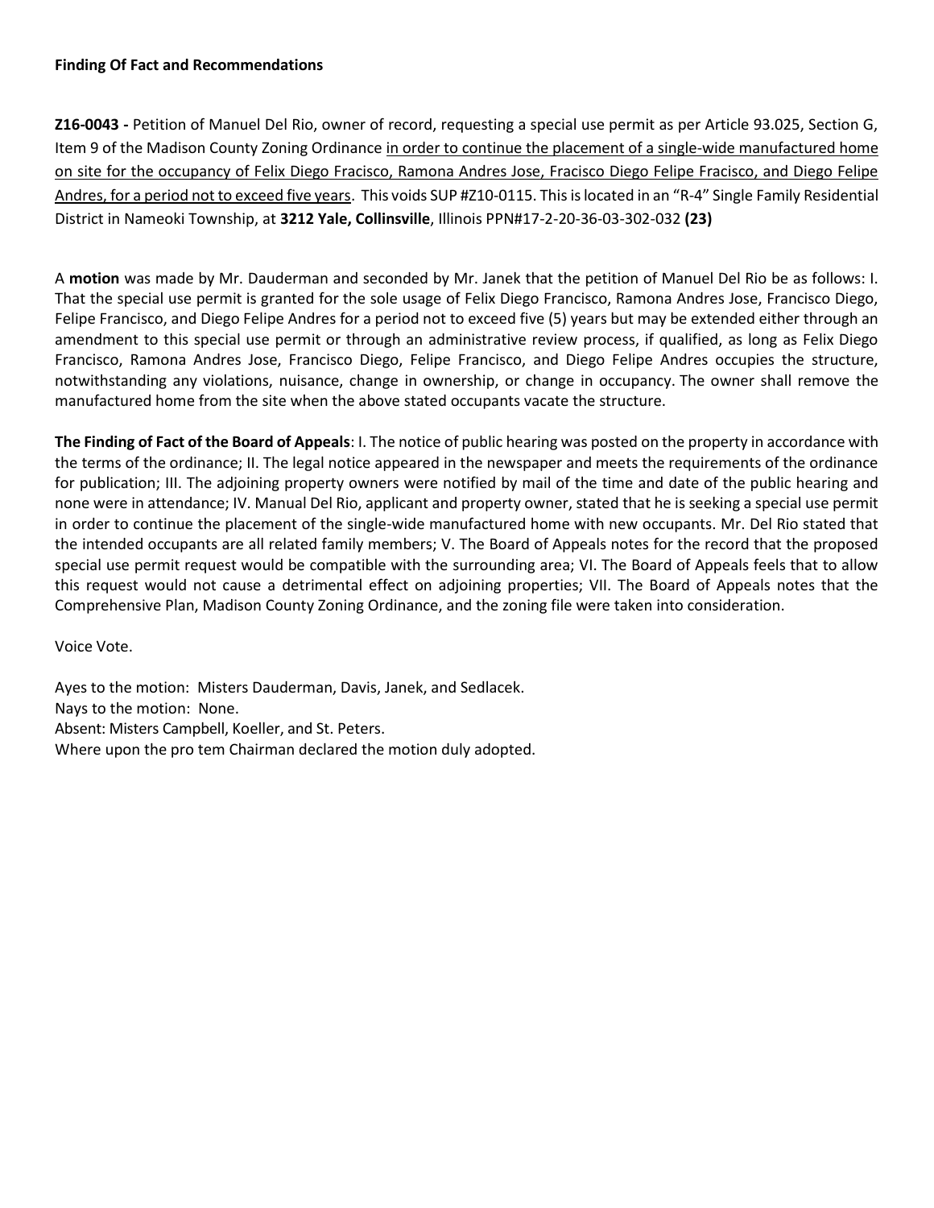**Finding Of Fact and Recommendations**

**Z16-0043 -** Petition of Manuel Del Rio, owner of record, requesting a special use permit as per Article 93.025, Section G, Item 9 of the Madison County Zoning Ordinance <u>in order to continue the placement of a single-wide manufactured home on site for the occupancy of Felix Diego Fracisco, Ramona Andres Jose, Fracisco Diego Felipe Fracisco, and Diego Felipe Andres, for a period not to exceed five years</u>. This voids SUP #Z10-0115. This is located in an "R-4" Single Family Residential District in Nameoki Township, at **3212 Yale, Collinsville**, Illinois PPN#17-2-20-36-03-302-032 **(23)**

A **motion** was made by Mr. Dauderman and seconded by Mr. Janek that the petition of Manuel Del Rio be as follows: I. That the special use permit is granted for the sole usage of Felix Diego Francisco, Ramona Andres Jose, Francisco Diego, Felipe Francisco, and Diego Felipe Andres for a period not to exceed five (5) years but may be extended either through an amendment to this special use permit or through an administrative review process, if qualified, as long as Felix Diego Francisco, Ramona Andres Jose, Francisco Diego, Felipe Francisco, and Diego Felipe Andres occupies the structure, notwithstanding any violations, nuisance, change in ownership, or change in occupancy. The owner shall remove the manufactured home from the site when the above stated occupants vacate the structure.

**The Finding of Fact of the Board of Appeals**: I. The notice of public hearing was posted on the property in accordance with the terms of the ordinance; II. The legal notice appeared in the newspaper and meets the requirements of the ordinance for publication; III. The adjoining property owners were notified by mail of the time and date of the public hearing and none were in attendance; IV. Manual Del Rio, applicant and property owner, stated that he is seeking a special use permit in order to continue the placement of the single-wide manufactured home with new occupants. Mr. Del Rio stated that the intended occupants are all related family members; V. The Board of Appeals notes for the record that the proposed special use permit request would be compatible with the surrounding area; VI. The Board of Appeals feels that to allow this request would not cause a detrimental effect on adjoining properties; VII. The Board of Appeals notes that the Comprehensive Plan, Madison County Zoning Ordinance, and the zoning file were taken into consideration.

Voice Vote.

Ayes to the motion: Misters Dauderman, Davis, Janek, and Sedlacek.
Nays to the motion: None.
Absent: Misters Campbell, Koeller, and St. Peters.
Where upon the pro tem Chairman declared the motion duly adopted.